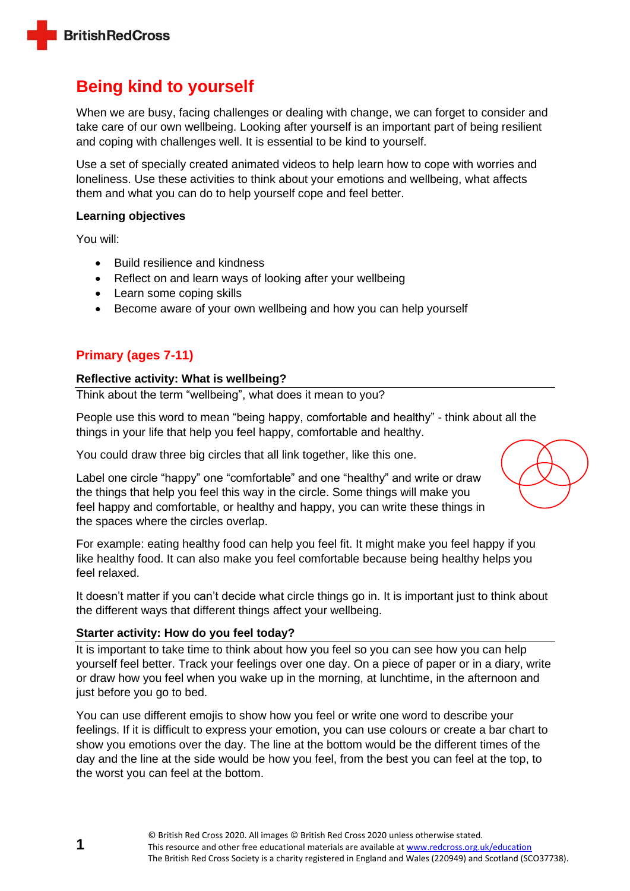# Being kind to yourself

When we are busy, facing challenges or dealing with change, we can forget to consider and take care of our own wellbeing. Looking after yourself is an important part of being resilient and coping with challenges well. It is essential to be kind to yourself.

Use a set of specially created animated videos to help learn how to cope with worries and loneliness. Use these activities to think about your emotions and wellbeing, what affects them and what you can do to help yourself cope and feel better.

**Learning objectives**

You will:

- Build resilience and kindness
- Reflect on and learn ways of looking after your wellbeing
- Learn some coping skills
- Become aware of your own wellbeing and how you can help yourself

## Primary (ages 7-11)

### Reflective activity: What is wellbeing?

Think about the term "wellbeing", what does it mean to you?

People use this word to mean "being happy, comfortable and healthy" - think about all the things in your life that help you feel happy, comfortable and healthy.

You could draw three big circles that all link together, like this one.

Label one circle "happy" one "comfortable" and one "healthy" and write or draw the things that help you feel this way in the circle. Some things will make you feel happy and comfortable, or healthy and happy, you can write these things in the spaces where the circles overlap.

For example: eating healthy food can help you feel fit. It might make you feel happy if you like healthy food. It can also make you feel comfortable because being healthy helps you feel relaxed.

It doesn't matter if you can't decide what circle things go in. It is important just to think about the different ways that different things affect your wellbeing.

### Starter activity: How do you feel today?

It is important to take time to think about how you feel so you can see how you can help yourself feel better. Track your feelings over one day. On a piece of paper or in a diary, write or draw how you feel when you wake up in the morning, at lunchtime, in the afternoon and just before you go to bed.

You can use different emojis to show how you feel or write one word to describe your feelings. If it is difficult to express your emotion, you can use colours or create a bar chart to show you emotions over the day. The line at the bottom would be the different times of the day and the line at the side would be how you feel, from the best you can feel at the top, to the worst you can feel at the bottom.

© British Red Cross 2020. All images © British Red Cross 2020 unless otherwise stated.
This resource and other free educational materials are available at www.redcross.org.uk/education
The British Red Cross Society is a charity registered in England and Wales (220949) and Scotland (SCO37738).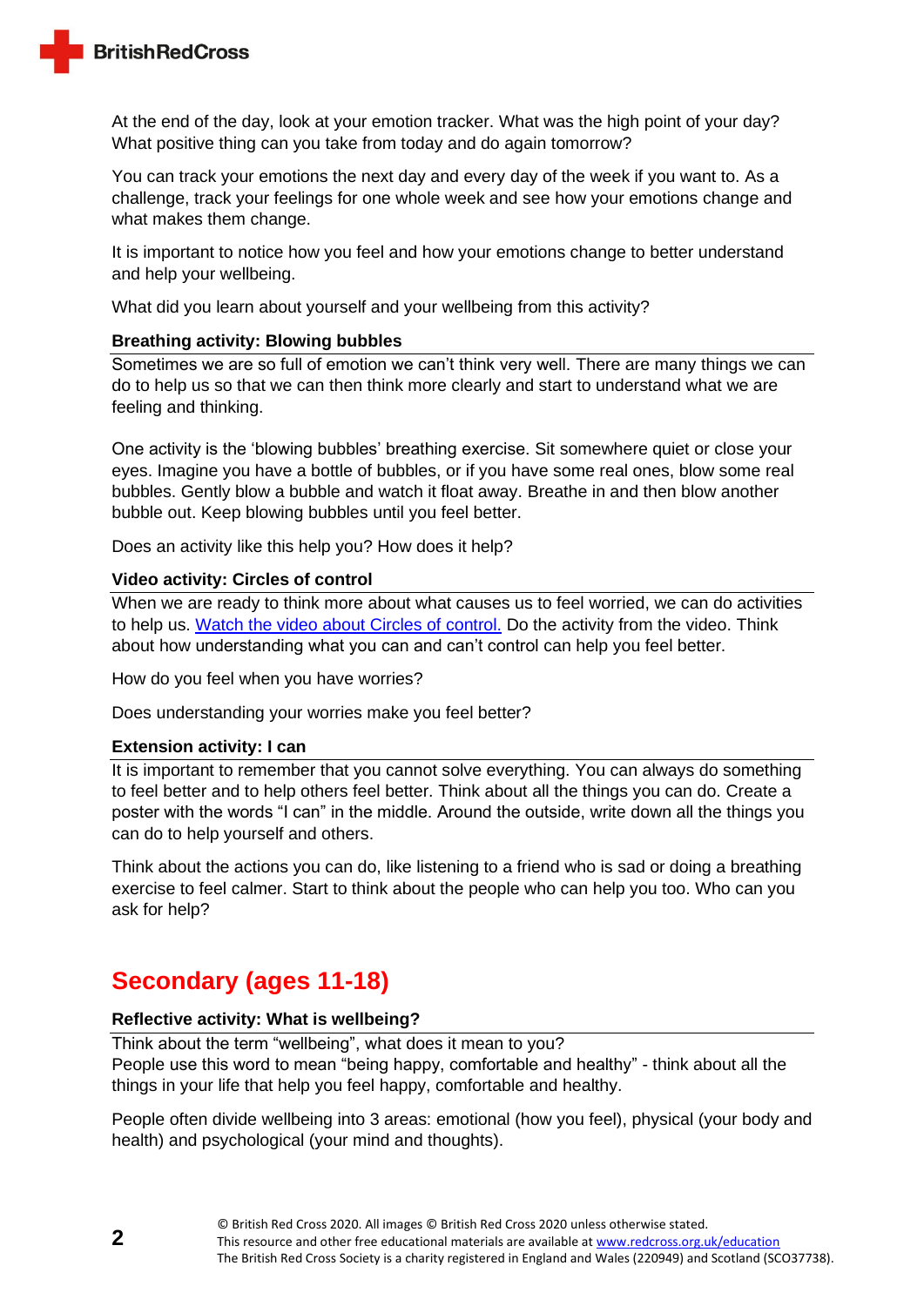At the end of the day, look at your emotion tracker. What was the high point of your day? What positive thing can you take from today and do again tomorrow?

You can track your emotions the next day and every day of the week if you want to. As a challenge, track your feelings for one whole week and see how your emotions change and what makes them change.

It is important to notice how you feel and how your emotions change to better understand and help your wellbeing.

What did you learn about yourself and your wellbeing from this activity?

### Breathing activity: Blowing bubbles

Sometimes we are so full of emotion we can't think very well. There are many things we can do to help us so that we can then think more clearly and start to understand what we are feeling and thinking.

One activity is the 'blowing bubbles' breathing exercise. Sit somewhere quiet or close your eyes. Imagine you have a bottle of bubbles, or if you have some real ones, blow some real bubbles. Gently blow a bubble and watch it float away. Breathe in and then blow another bubble out. Keep blowing bubbles until you feel better.

Does an activity like this help you? How does it help?

### Video activity: Circles of control

When we are ready to think more about what causes us to feel worried, we can do activities to help us. Watch the video about Circles of control. Do the activity from the video. Think about how understanding what you can and can't control can help you feel better.

How do you feel when you have worries?

Does understanding your worries make you feel better?

### Extension activity: I can

It is important to remember that you cannot solve everything. You can always do something to feel better and to help others feel better. Think about all the things you can do. Create a poster with the words "I can" in the middle. Around the outside, write down all the things you can do to help yourself and others.

Think about the actions you can do, like listening to a friend who is sad or doing a breathing exercise to feel calmer. Start to think about the people who can help you too. Who can you ask for help?

## Secondary (ages 11-18)

### Reflective activity: What is wellbeing?

Think about the term "wellbeing", what does it mean to you?
People use this word to mean "being happy, comfortable and healthy" - think about all the things in your life that help you feel happy, comfortable and healthy.

People often divide wellbeing into 3 areas: emotional (how you feel), physical (your body and health) and psychological (your mind and thoughts).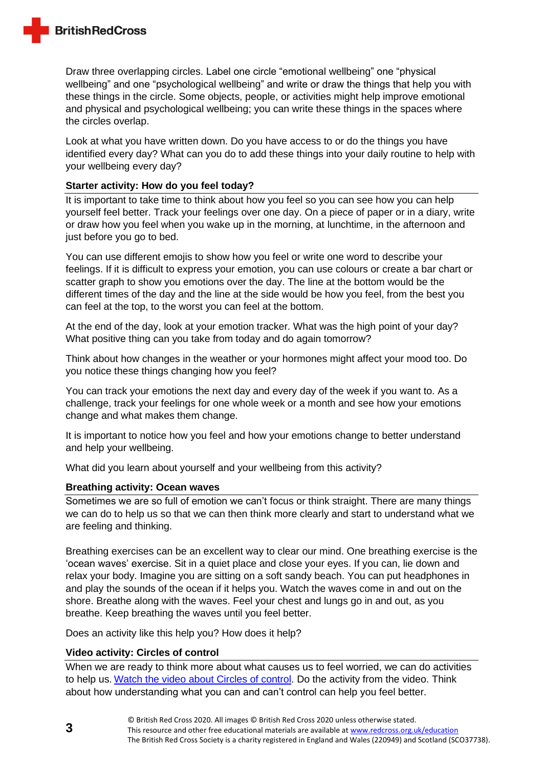Draw three overlapping circles. Label one circle "emotional wellbeing" one "physical wellbeing" and one "psychological wellbeing" and write or draw the things that help you with these things in the circle. Some objects, people, or activities might help improve emotional and physical and psychological wellbeing; you can write these things in the spaces where the circles overlap.

Look at what you have written down. Do you have access to or do the things you have identified every day? What can you do to add these things into your daily routine to help with your wellbeing every day?

### Starter activity: How do you feel today?

It is important to take time to think about how you feel so you can see how you can help yourself feel better. Track your feelings over one day. On a piece of paper or in a diary, write or draw how you feel when you wake up in the morning, at lunchtime, in the afternoon and just before you go to bed.

You can use different emojis to show how you feel or write one word to describe your feelings. If it is difficult to express your emotion, you can use colours or create a bar chart or scatter graph to show you emotions over the day. The line at the bottom would be the different times of the day and the line at the side would be how you feel, from the best you can feel at the top, to the worst you can feel at the bottom.

At the end of the day, look at your emotion tracker. What was the high point of your day? What positive thing can you take from today and do again tomorrow?

Think about how changes in the weather or your hormones might affect your mood too. Do you notice these things changing how you feel?

You can track your emotions the next day and every day of the week if you want to. As a challenge, track your feelings for one whole week or a month and see how your emotions change and what makes them change.

It is important to notice how you feel and how your emotions change to better understand and help your wellbeing.

What did you learn about yourself and your wellbeing from this activity?

### Breathing activity: Ocean waves

Sometimes we are so full of emotion we can't focus or think straight. There are many things we can do to help us so that we can then think more clearly and start to understand what we are feeling and thinking.

Breathing exercises can be an excellent way to clear our mind. One breathing exercise is the 'ocean waves' exercise. Sit in a quiet place and close your eyes. If you can, lie down and relax your body. Imagine you are sitting on a soft sandy beach. You can put headphones in and play the sounds of the ocean if it helps you. Watch the waves come in and out on the shore. Breathe along with the waves. Feel your chest and lungs go in and out, as you breathe. Keep breathing the waves until you feel better.

Does an activity like this help you? How does it help?

### Video activity: Circles of control

When we are ready to think more about what causes us to feel worried, we can do activities to help us. [Watch the video about Circles of control](). Do the activity from the video. Think about how understanding what you can and can't control can help you feel better.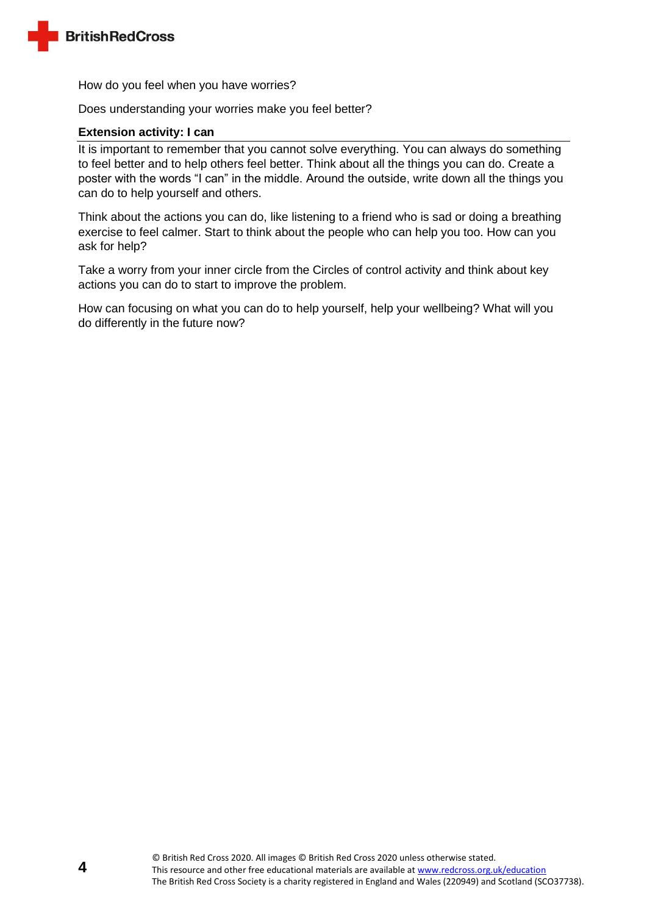How do you feel when you have worries?

Does understanding your worries make you feel better?

**Extension activity: I can**

It is important to remember that you cannot solve everything. You can always do something to feel better and to help others feel better. Think about all the things you can do. Create a poster with the words "I can" in the middle. Around the outside, write down all the things you can do to help yourself and others.

Think about the actions you can do, like listening to a friend who is sad or doing a breathing exercise to feel calmer. Start to think about the people who can help you too. How can you ask for help?

Take a worry from your inner circle from the Circles of control activity and think about key actions you can do to start to improve the problem.

How can focusing on what you can do to help yourself, help your wellbeing? What will you do differently in the future now?